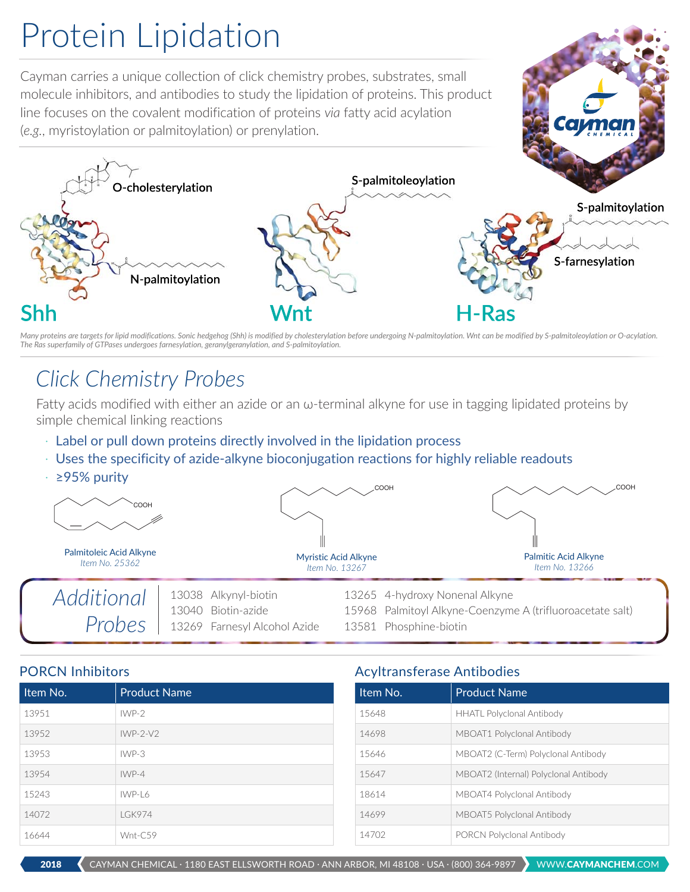# Protein Lipidation

Cayman carries a unique collection of click chemistry probes, substrates, small molecule inhibitors, and antibodies to study the lipidation of proteins. This product line focuses on the covalent modification of proteins *via* fatty acid acylation (*e.g.*, myristoylation or palmitoylation) or prenylation.

O-cholesterylation

N-palmitoylation

**Shh**

S-palmitoleoylation

**Wnt**

S-palmitoylation

S-farnesylation

**H-Ras**

*Many proteins are targets for lipid modifications. Sonic hedgehog (Shh) is modified by cholesterylation before undergoing N-palmitoylation. Wnt can be modified by S-palmitoleoylation or O-acylation. The Ras superfamily of GTPases undergoes farnesylation, geranylgeranylation, and S-palmitoylation.*

## Click Chemistry Probes

Fatty acids modified with either an azide or an ω-terminal alkyne for use in tagging lipidated proteins by simple chemical linking reactions

- Label or pull down proteins directly involved in the lipidation process
- Uses the specificity of azide-alkyne bioconjugation reactions for highly reliable readouts
- ≥95% purity

Palmitoleic Acid Alkyne
*Item No. 25362*

Myristic Acid Alkyne
*Item No. 13267*

Palmitic Acid Alkyne
*Item No. 13266*

### Additional Probes

- 13038 Alkynyl-biotin
- 13040 Biotin-azide
- 13269 Farnesyl Alcohol Azide
- 13265 4-hydroxy Nonenal Alkyne
- 15968 Palmitoyl Alkyne-Coenzyme A (trifluoroacetate salt)
- 13581 Phosphine-biotin

### PORCN Inhibitors

| Item No. | Product Name |
|---|---|
| 13951 | IWP-2 |
| 13952 | IWP-2-V2 |
| 13953 | IWP-3 |
| 13954 | IWP-4 |
| 15243 | IWP-L6 |
| 14072 | LGK974 |
| 16644 | Wnt-C59 |

### Acyltransferase Antibodies

| Item No. | Product Name |
|---|---|
| 15648 | HHATL Polyclonal Antibody |
| 14698 | MBOAT1 Polyclonal Antibody |
| 15646 | MBOAT2 (C-Term) Polyclonal Antibody |
| 15647 | MBOAT2 (Internal) Polyclonal Antibody |
| 18614 | MBOAT4 Polyclonal Antibody |
| 14699 | MBOAT5 Polyclonal Antibody |
| 14702 | PORCN Polyclonal Antibody |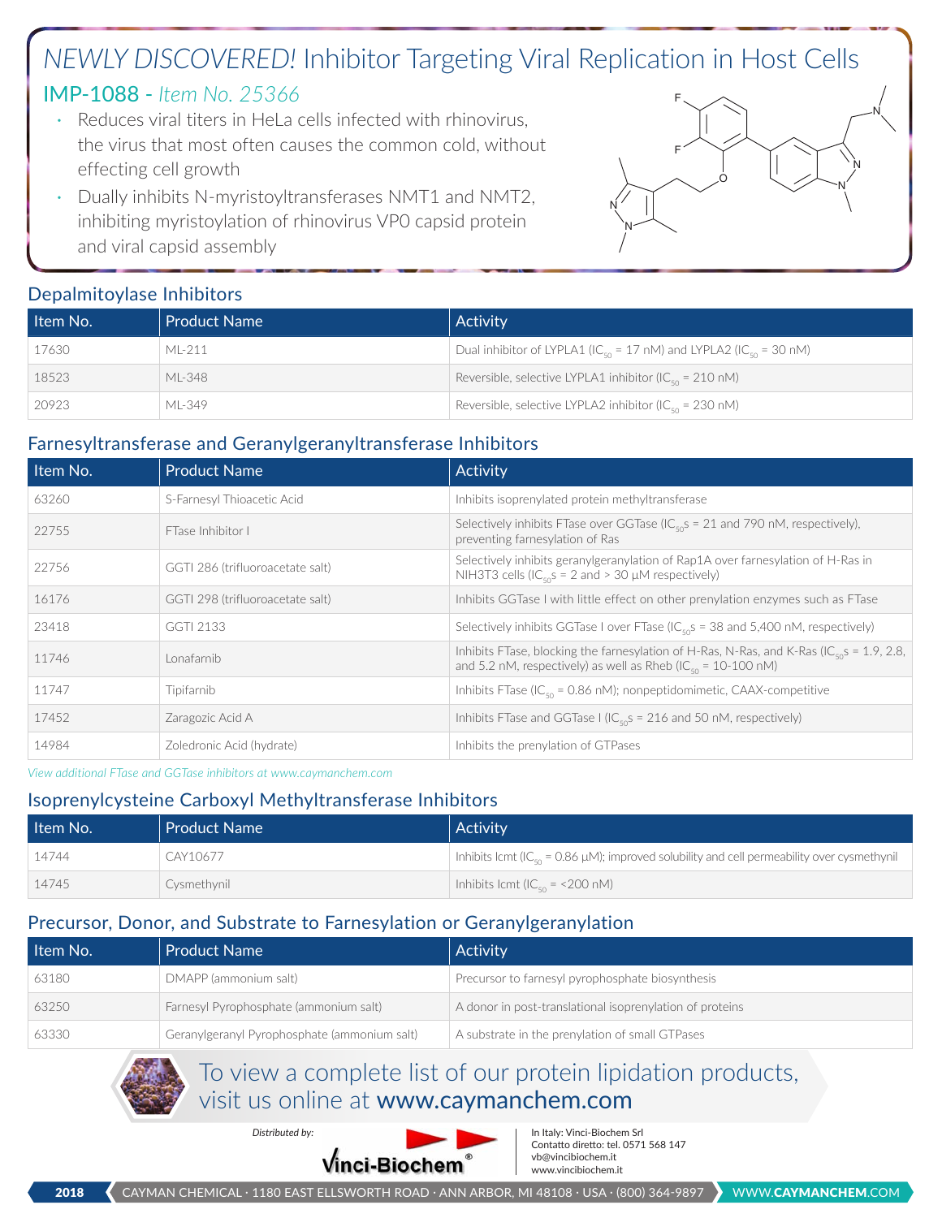## *NEWLY DISCOVERED!* Inhibitor Targeting Viral Replication in Host Cells

### IMP-1088 - *Item No. 25366*

- Reduces viral titers in HeLa cells infected with rhinovirus, the virus that most often causes the common cold, without effecting cell growth
- Dually inhibits N-myristoyltransferases NMT1 and NMT2, inhibiting myristoylation of rhinovirus VP0 capsid protein and viral capsid assembly

### Depalmitoylase Inhibitors

| Item No. | Product Name | Activity |
|---|---|---|
| 17630 | ML-211 | Dual inhibitor of LYPLA1 ($IC_{50}$ = 17 nM) and LYPLA2 ($IC_{50}$ = 30 nM) |
| 18523 | ML-348 | Reversible, selective LYPLA1 inhibitor ($IC_{50}$ = 210 nM) |
| 20923 | ML-349 | Reversible, selective LYPLA2 inhibitor ($IC_{50}$ = 230 nM) |

### Farnesyltransferase and Geranylgeranyltransferase Inhibitors

| Item No. | Product Name | Activity |
|---|---|---|
| 63260 | S-Farnesyl Thioacetic Acid | Inhibits isoprenylated protein methyltransferase |
| 22755 | FTase Inhibitor I | Selectively inhibits FTase over GGTase ($IC_{50}$s = 21 and 790 nM, respectively), preventing farnesylation of Ras |
| 22756 | GGTI 286 (trifluoroacetate salt) | Selectively inhibits geranylgeranylation of Rap1A over farnesylation of H-Ras in NIH3T3 cells ($IC_{50}$s = 2 and > 30 µM respectively) |
| 16176 | GGTI 298 (trifluoroacetate salt) | Inhibits GGTase I with little effect on other prenylation enzymes such as FTase |
| 23418 | GGTI 2133 | Selectively inhibits GGTase I over FTase ($IC_{50}$s = 38 and 5,400 nM, respectively) |
| 11746 | Lonafarnib | Inhibits FTase, blocking the farnesylation of H-Ras, N-Ras, and K-Ras ($IC_{50}$s = 1.9, 2.8, and 5.2 nM, respectively) as well as Rheb ($IC_{50}$ = 10-100 nM) |
| 11747 | Tipifarnib | Inhibits FTase ($IC_{50}$ = 0.86 nM); nonpeptidomimetic, CAAX-competitive |
| 17452 | Zaragozic Acid A | Inhibits FTase and GGTase I ($IC_{50}$s = 216 and 50 nM, respectively) |
| 14984 | Zoledronic Acid (hydrate) | Inhibits the prenylation of GTPases |

*View additional FTase and GGTase inhibitors at www.caymanchem.com*

### Isoprenylcysteine Carboxyl Methyltransferase Inhibitors

| Item No. | Product Name | Activity |
|---|---|---|
| 14744 | CAY10677 | Inhibits Icmt ($IC_{50}$ = 0.86 µM); improved solubility and cell permeability over cysmethynil |
| 14745 | Cysmethynil | Inhibits Icmt ($IC_{50}$ = <200 nM) |

### Precursor, Donor, and Substrate to Farnesylation or Geranylgeranylation

| Item No. | Product Name | Activity |
|---|---|---|
| 63180 | DMAPP (ammonium salt) | Precursor to farnesyl pyrophosphate biosynthesis |
| 63250 | Farnesyl Pyrophosphate (ammonium salt) | A donor in post-translational isoprenylation of proteins |
| 63330 | Geranylgeranyl Pyrophosphate (ammonium salt) | A substrate in the prenylation of small GTPases |

To view a complete list of our protein lipidation products, visit us online at **www.caymanchem.com**

*Distributed by:* Vinci-Biochem

In Italy: Vinci-Biochem Srl
Contatto diretto: tel. 0571 568 147
vb@vincibiochem.it
www.vincibiochem.it

2018 · CAYMAN CHEMICAL · 1180 EAST ELLSWORTH ROAD · ANN ARBOR, MI 48108 · USA · (800) 364-9897 · WWW.CAYMANCHEM.COM